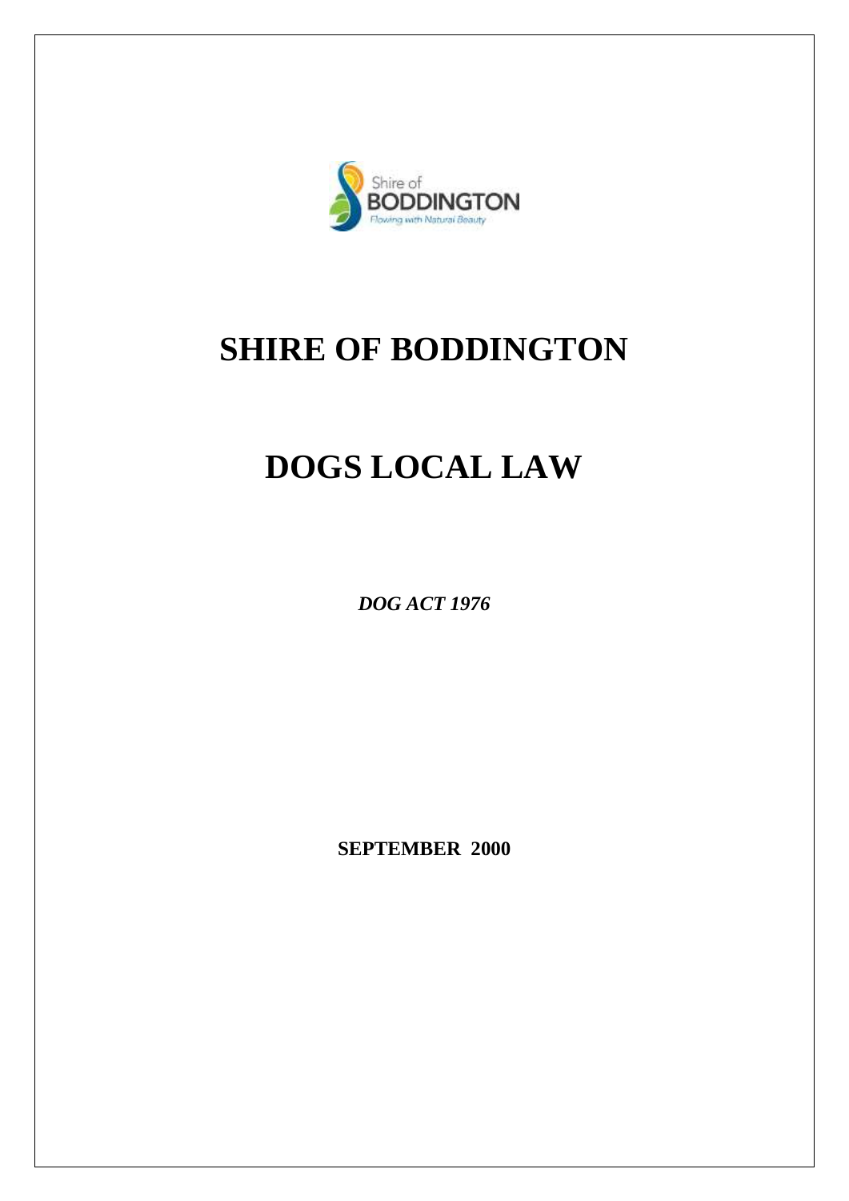# SHIRE OF BODDINGTON

# DOGS LOCAL LAW

***DOG ACT 1976***

**SEPTEMBER 2000**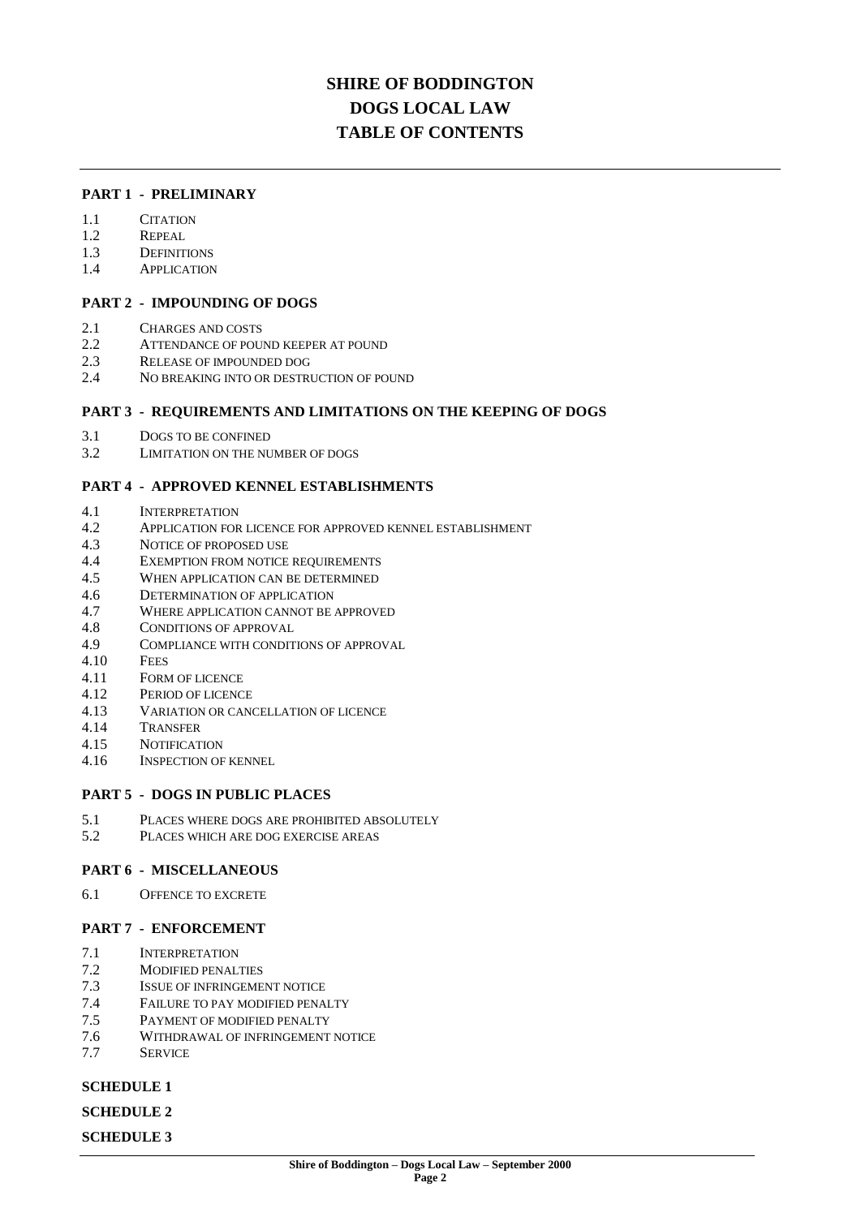# SHIRE OF BODDINGTON
# DOGS LOCAL LAW
# TABLE OF CONTENTS

**PART 1 - PRELIMINARY**

1.1 CITATION
1.2 REPEAL
1.3 DEFINITIONS
1.4 APPLICATION

**PART 2 - IMPOUNDING OF DOGS**

2.1 CHARGES AND COSTS
2.2 ATTENDANCE OF POUND KEEPER AT POUND
2.3 RELEASE OF IMPOUNDED DOG
2.4 NO BREAKING INTO OR DESTRUCTION OF POUND

**PART 3 - REQUIREMENTS AND LIMITATIONS ON THE KEEPING OF DOGS**

3.1 DOGS TO BE CONFINED
3.2 LIMITATION ON THE NUMBER OF DOGS

**PART 4 - APPROVED KENNEL ESTABLISHMENTS**

4.1 INTERPRETATION
4.2 APPLICATION FOR LICENCE FOR APPROVED KENNEL ESTABLISHMENT
4.3 NOTICE OF PROPOSED USE
4.4 EXEMPTION FROM NOTICE REQUIREMENTS
4.5 WHEN APPLICATION CAN BE DETERMINED
4.6 DETERMINATION OF APPLICATION
4.7 WHERE APPLICATION CANNOT BE APPROVED
4.8 CONDITIONS OF APPROVAL
4.9 COMPLIANCE WITH CONDITIONS OF APPROVAL
4.10 FEES
4.11 FORM OF LICENCE
4.12 PERIOD OF LICENCE
4.13 VARIATION OR CANCELLATION OF LICENCE
4.14 TRANSFER
4.15 NOTIFICATION
4.16 INSPECTION OF KENNEL

**PART 5 - DOGS IN PUBLIC PLACES**

5.1 PLACES WHERE DOGS ARE PROHIBITED ABSOLUTELY
5.2 PLACES WHICH ARE DOG EXERCISE AREAS

**PART 6 - MISCELLANEOUS**

6.1 OFFENCE TO EXCRETE

**PART 7 - ENFORCEMENT**

7.1 INTERPRETATION
7.2 MODIFIED PENALTIES
7.3 ISSUE OF INFRINGEMENT NOTICE
7.4 FAILURE TO PAY MODIFIED PENALTY
7.5 PAYMENT OF MODIFIED PENALTY
7.6 WITHDRAWAL OF INFRINGEMENT NOTICE
7.7 SERVICE

**SCHEDULE 1**

**SCHEDULE 2**

**SCHEDULE 3**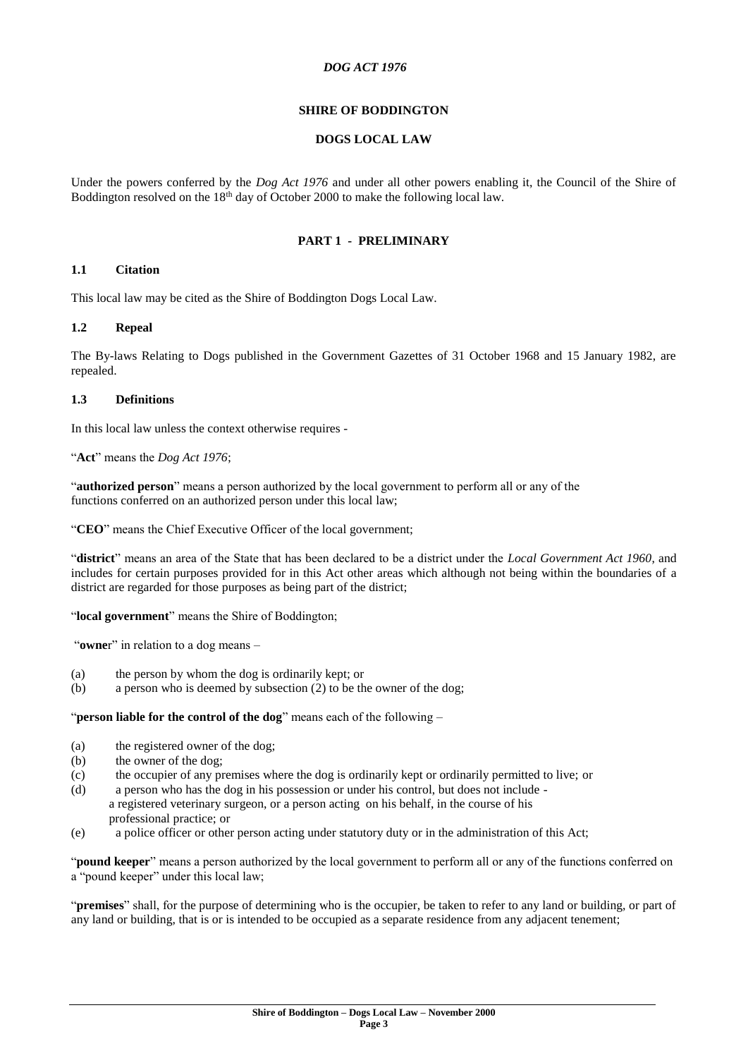*DOG ACT 1976*

**SHIRE OF BODDINGTON**

**DOGS LOCAL LAW**

Under the powers conferred by the *Dog Act 1976* and under all other powers enabling it, the Council of the Shire of Boddington resolved on the 18th day of October 2000 to make the following local law.

## PART 1 - PRELIMINARY

### 1.1 Citation

This local law may be cited as the Shire of Boddington Dogs Local Law.

### 1.2 Repeal

The By-laws Relating to Dogs published in the Government Gazettes of 31 October 1968 and 15 January 1982, are repealed.

### 1.3 Definitions

In this local law unless the context otherwise requires -

"**Act**" means the *Dog Act 1976*;

"**authorized person**" means a person authorized by the local government to perform all or any of the functions conferred on an authorized person under this local law;

"**CEO**" means the Chief Executive Officer of the local government;

"**district**" means an area of the State that has been declared to be a district under the *Local Government Act 1960*, and includes for certain purposes provided for in this Act other areas which although not being within the boundaries of a district are regarded for those purposes as being part of the district;

"**local government**" means the Shire of Boddington;

"**owner**" in relation to a dog means –

(a) the person by whom the dog is ordinarily kept; or
(b) a person who is deemed by subsection (2) to be the owner of the dog;

"**person liable for the control of the dog**" means each of the following –

(a) the registered owner of the dog;
(b) the owner of the dog;
(c) the occupier of any premises where the dog is ordinarily kept or ordinarily permitted to live; or
(d) a person who has the dog in his possession or under his control, but does not include - a registered veterinary surgeon, or a person acting on his behalf, in the course of his professional practice; or
(e) a police officer or other person acting under statutory duty or in the administration of this Act;

"**pound keeper**" means a person authorized by the local government to perform all or any of the functions conferred on a "pound keeper" under this local law;

"**premises**" shall, for the purpose of determining who is the occupier, be taken to refer to any land or building, or part of any land or building, that is or is intended to be occupied as a separate residence from any adjacent tenement;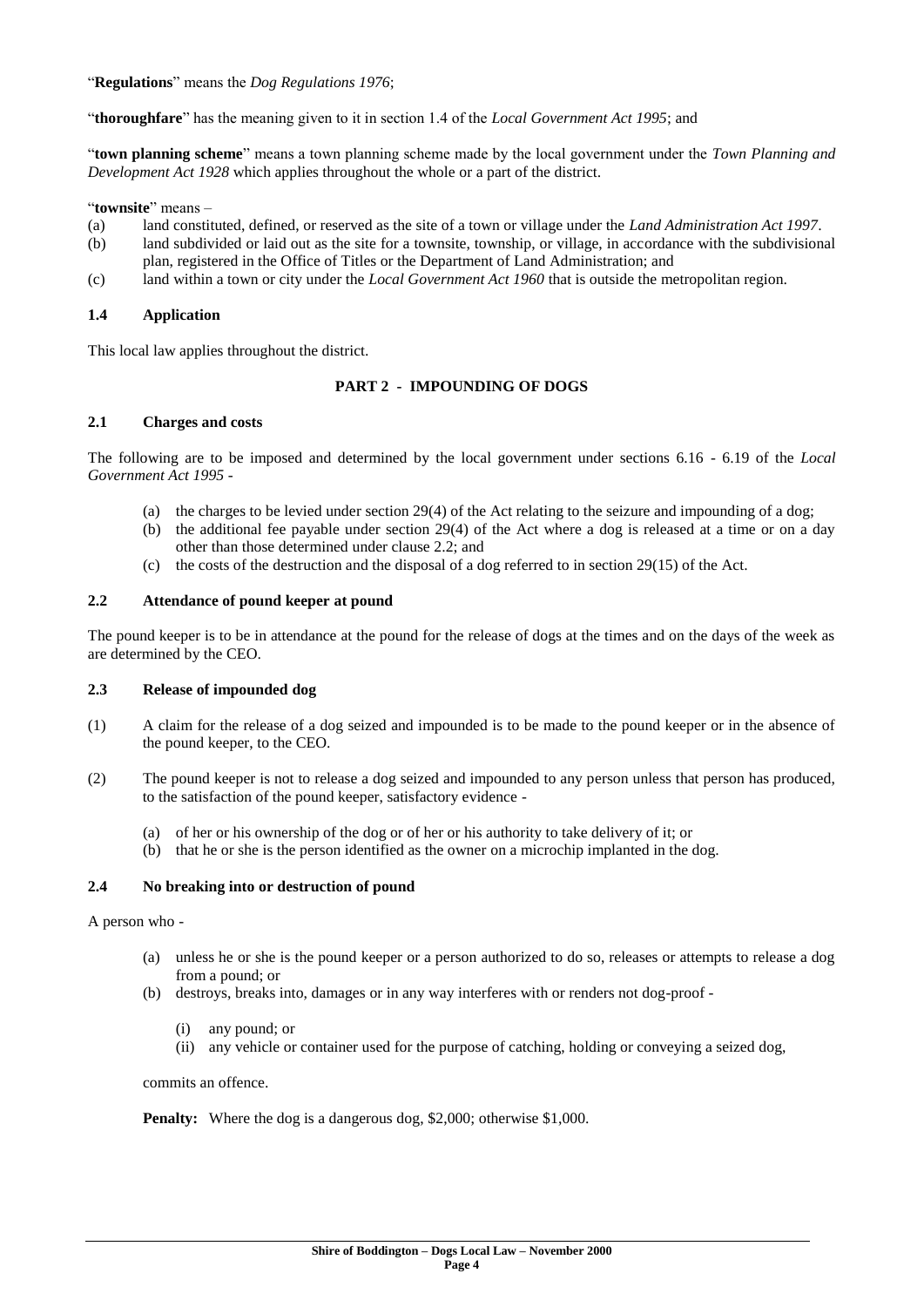"**Regulations**" means the *Dog Regulations 1976*;

"**thoroughfare**" has the meaning given to it in section 1.4 of the *Local Government Act 1995*; and

"**town planning scheme**" means a town planning scheme made by the local government under the *Town Planning and Development Act 1928* which applies throughout the whole or a part of the district.

"**townsite**" means –

(a) land constituted, defined, or reserved as the site of a town or village under the *Land Administration Act 1997*.

(b) land subdivided or laid out as the site for a townsite, township, or village, in accordance with the subdivisional plan, registered in the Office of Titles or the Department of Land Administration; and

(c) land within a town or city under the *Local Government Act 1960* that is outside the metropolitan region.

### 1.4 Application

This local law applies throughout the district.

## PART 2 - IMPOUNDING OF DOGS

### 2.1 Charges and costs

The following are to be imposed and determined by the local government under sections 6.16 - 6.19 of the *Local Government Act 1995* -

(a) the charges to be levied under section 29(4) of the Act relating to the seizure and impounding of a dog;

(b) the additional fee payable under section 29(4) of the Act where a dog is released at a time or on a day other than those determined under clause 2.2; and

(c) the costs of the destruction and the disposal of a dog referred to in section 29(15) of the Act.

### 2.2 Attendance of pound keeper at pound

The pound keeper is to be in attendance at the pound for the release of dogs at the times and on the days of the week as are determined by the CEO.

### 2.3 Release of impounded dog

(1) A claim for the release of a dog seized and impounded is to be made to the pound keeper or in the absence of the pound keeper, to the CEO.

(2) The pound keeper is not to release a dog seized and impounded to any person unless that person has produced, to the satisfaction of the pound keeper, satisfactory evidence -

(a) of her or his ownership of the dog or of her or his authority to take delivery of it; or

(b) that he or she is the person identified as the owner on a microchip implanted in the dog.

### 2.4 No breaking into or destruction of pound

A person who -

(a) unless he or she is the pound keeper or a person authorized to do so, releases or attempts to release a dog from a pound; or

(b) destroys, breaks into, damages or in any way interferes with or renders not dog-proof -

(i) any pound; or

(ii) any vehicle or container used for the purpose of catching, holding or conveying a seized dog,

commits an offence.

**Penalty:** Where the dog is a dangerous dog, $2,000; otherwise $1,000.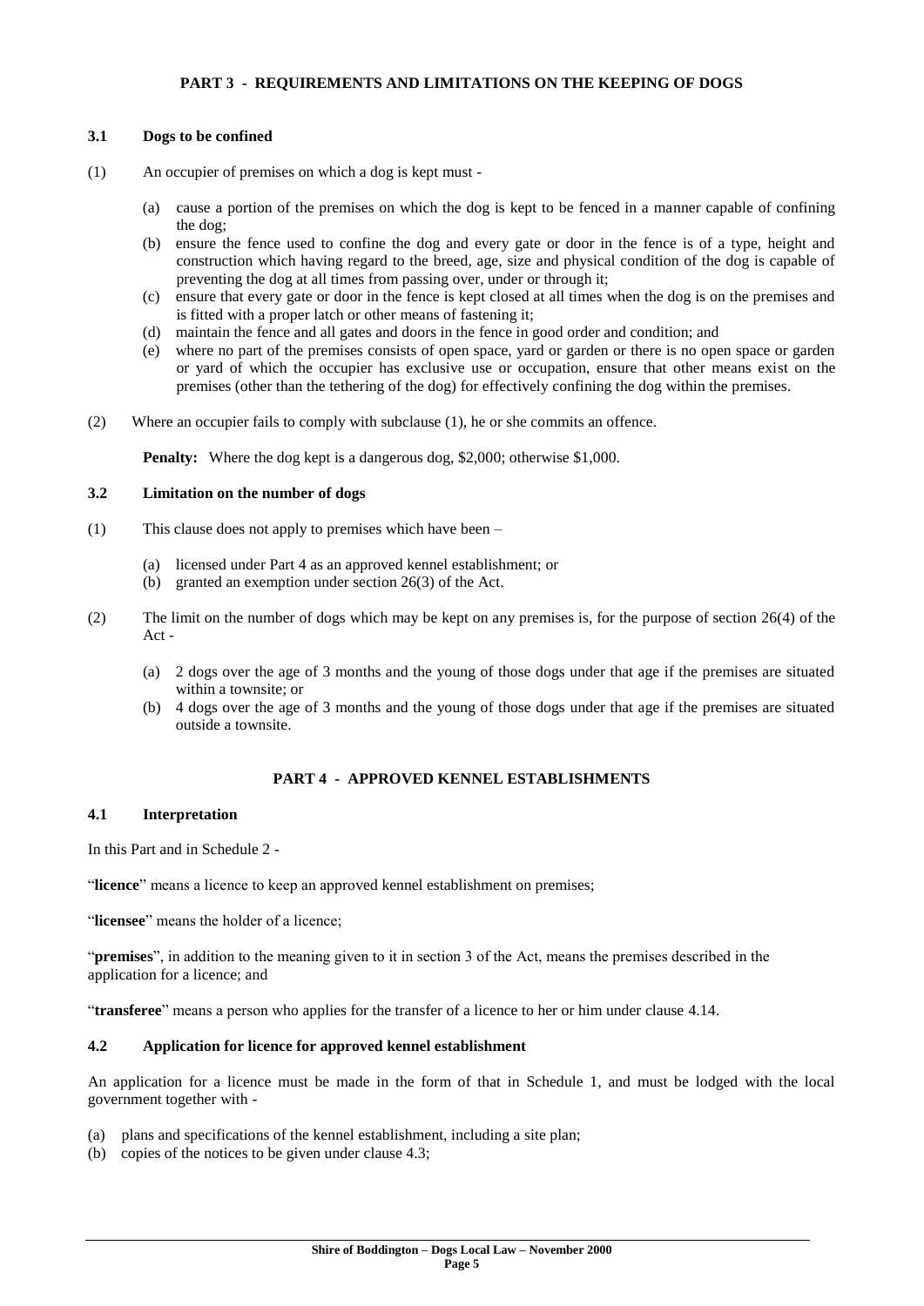## PART 3 - REQUIREMENTS AND LIMITATIONS ON THE KEEPING OF DOGS

### 3.1 Dogs to be confined

(1) An occupier of premises on which a dog is kept must -

- (a) cause a portion of the premises on which the dog is kept to be fenced in a manner capable of confining the dog;
- (b) ensure the fence used to confine the dog and every gate or door in the fence is of a type, height and construction which having regard to the breed, age, size and physical condition of the dog is capable of preventing the dog at all times from passing over, under or through it;
- (c) ensure that every gate or door in the fence is kept closed at all times when the dog is on the premises and is fitted with a proper latch or other means of fastening it;
- (d) maintain the fence and all gates and doors in the fence in good order and condition; and
- (e) where no part of the premises consists of open space, yard or garden or there is no open space or garden or yard of which the occupier has exclusive use or occupation, ensure that other means exist on the premises (other than the tethering of the dog) for effectively confining the dog within the premises.

(2) Where an occupier fails to comply with subclause (1), he or she commits an offence.

**Penalty:** Where the dog kept is a dangerous dog, $2,000; otherwise $1,000.

### 3.2 Limitation on the number of dogs

(1) This clause does not apply to premises which have been –

- (a) licensed under Part 4 as an approved kennel establishment; or
- (b) granted an exemption under section 26(3) of the Act.

(2) The limit on the number of dogs which may be kept on any premises is, for the purpose of section 26(4) of the Act -

- (a) 2 dogs over the age of 3 months and the young of those dogs under that age if the premises are situated within a townsite; or
- (b) 4 dogs over the age of 3 months and the young of those dogs under that age if the premises are situated outside a townsite.

## PART 4 - APPROVED KENNEL ESTABLISHMENTS

### 4.1 Interpretation

In this Part and in Schedule 2 -

"**licence**" means a licence to keep an approved kennel establishment on premises;

"**licensee**" means the holder of a licence;

"**premises**", in addition to the meaning given to it in section 3 of the Act, means the premises described in the application for a licence; and

"**transferee**" means a person who applies for the transfer of a licence to her or him under clause 4.14.

### 4.2 Application for licence for approved kennel establishment

An application for a licence must be made in the form of that in Schedule 1, and must be lodged with the local government together with -

- (a) plans and specifications of the kennel establishment, including a site plan;
- (b) copies of the notices to be given under clause 4.3;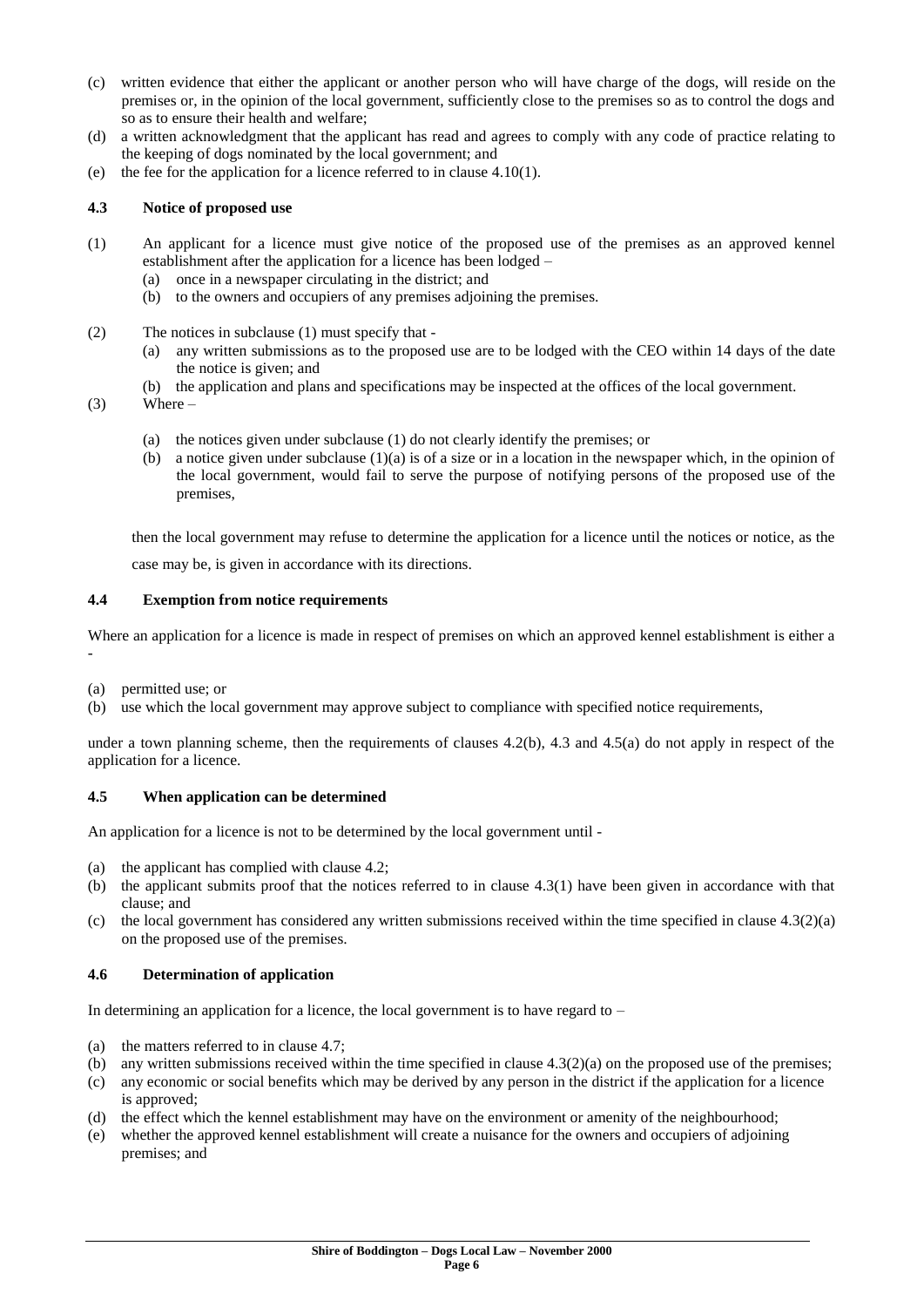(c) written evidence that either the applicant or another person who will have charge of the dogs, will reside on the premises or, in the opinion of the local government, sufficiently close to the premises so as to control the dogs and so as to ensure their health and welfare;
(d) a written acknowledgment that the applicant has read and agrees to comply with any code of practice relating to the keeping of dogs nominated by the local government; and
(e) the fee for the application for a licence referred to in clause 4.10(1).

### 4.3 Notice of proposed use

(1) An applicant for a licence must give notice of the proposed use of the premises as an approved kennel establishment after the application for a licence has been lodged –
  (a) once in a newspaper circulating in the district; and
  (b) to the owners and occupiers of any premises adjoining the premises.

(2) The notices in subclause (1) must specify that -
  (a) any written submissions as to the proposed use are to be lodged with the CEO within 14 days of the date the notice is given; and
  (b) the application and plans and specifications may be inspected at the offices of the local government.

(3) Where –
  (a) the notices given under subclause (1) do not clearly identify the premises; or
  (b) a notice given under subclause (1)(a) is of a size or in a location in the newspaper which, in the opinion of the local government, would fail to serve the purpose of notifying persons of the proposed use of the premises,

then the local government may refuse to determine the application for a licence until the notices or notice, as the case may be, is given in accordance with its directions.

### 4.4 Exemption from notice requirements

Where an application for a licence is made in respect of premises on which an approved kennel establishment is either a -

(a) permitted use; or
(b) use which the local government may approve subject to compliance with specified notice requirements,

under a town planning scheme, then the requirements of clauses 4.2(b), 4.3 and 4.5(a) do not apply in respect of the application for a licence.

### 4.5 When application can be determined

An application for a licence is not to be determined by the local government until -

(a) the applicant has complied with clause 4.2;
(b) the applicant submits proof that the notices referred to in clause 4.3(1) have been given in accordance with that clause; and
(c) the local government has considered any written submissions received within the time specified in clause 4.3(2)(a) on the proposed use of the premises.

### 4.6 Determination of application

In determining an application for a licence, the local government is to have regard to –

(a) the matters referred to in clause 4.7;
(b) any written submissions received within the time specified in clause 4.3(2)(a) on the proposed use of the premises;
(c) any economic or social benefits which may be derived by any person in the district if the application for a licence is approved;
(d) the effect which the kennel establishment may have on the environment or amenity of the neighbourhood;
(e) whether the approved kennel establishment will create a nuisance for the owners and occupiers of adjoining premises; and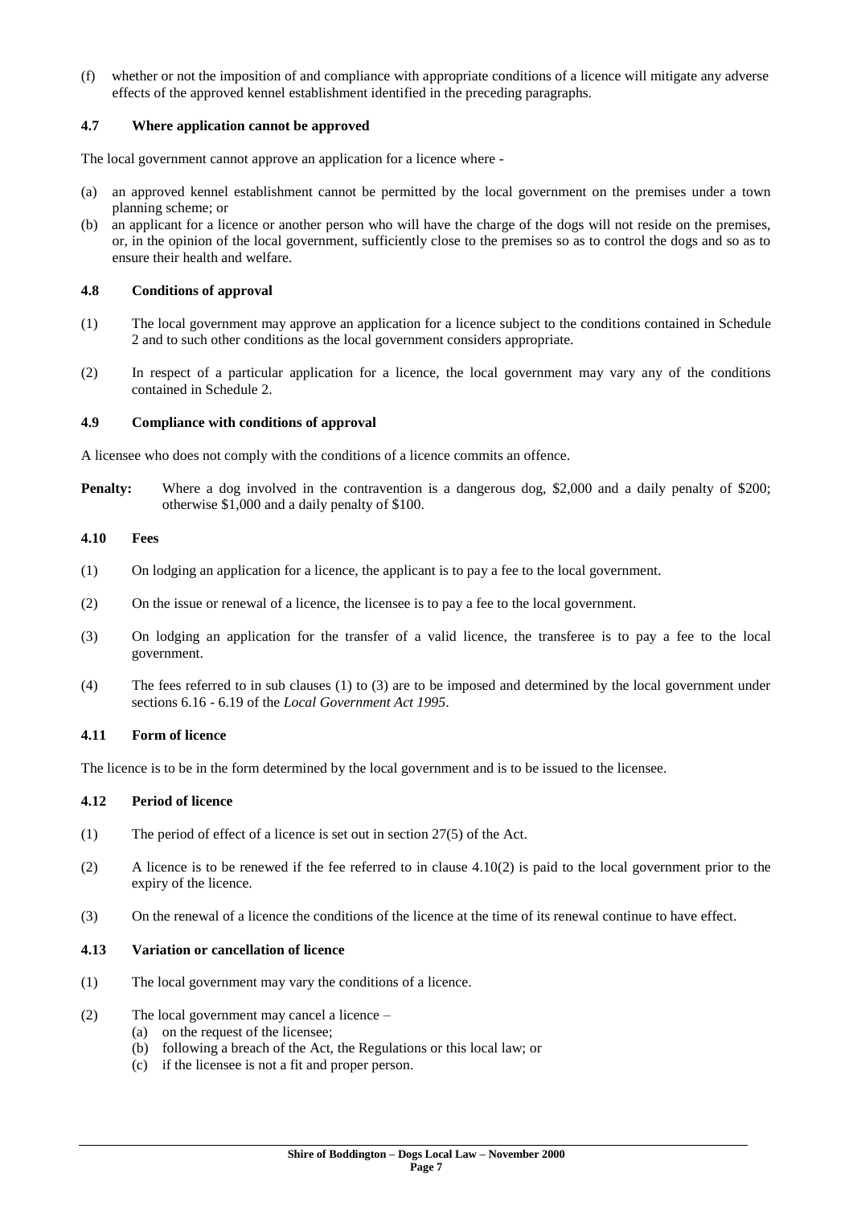(f) whether or not the imposition of and compliance with appropriate conditions of a licence will mitigate any adverse effects of the approved kennel establishment identified in the preceding paragraphs.

### 4.7 Where application cannot be approved

The local government cannot approve an application for a licence where -

(a) an approved kennel establishment cannot be permitted by the local government on the premises under a town planning scheme; or
(b) an applicant for a licence or another person who will have the charge of the dogs will not reside on the premises, or, in the opinion of the local government, sufficiently close to the premises so as to control the dogs and so as to ensure their health and welfare.

### 4.8 Conditions of approval

(1) The local government may approve an application for a licence subject to the conditions contained in Schedule 2 and to such other conditions as the local government considers appropriate.

(2) In respect of a particular application for a licence, the local government may vary any of the conditions contained in Schedule 2.

### 4.9 Compliance with conditions of approval

A licensee who does not comply with the conditions of a licence commits an offence.

**Penalty:** Where a dog involved in the contravention is a dangerous dog, $2,000 and a daily penalty of $200; otherwise $1,000 and a daily penalty of $100.

### 4.10 Fees

(1) On lodging an application for a licence, the applicant is to pay a fee to the local government.

(2) On the issue or renewal of a licence, the licensee is to pay a fee to the local government.

(3) On lodging an application for the transfer of a valid licence, the transferee is to pay a fee to the local government.

(4) The fees referred to in sub clauses (1) to (3) are to be imposed and determined by the local government under sections 6.16 - 6.19 of the *Local Government Act 1995*.

### 4.11 Form of licence

The licence is to be in the form determined by the local government and is to be issued to the licensee.

### 4.12 Period of licence

(1) The period of effect of a licence is set out in section 27(5) of the Act.

(2) A licence is to be renewed if the fee referred to in clause 4.10(2) is paid to the local government prior to the expiry of the licence.

(3) On the renewal of a licence the conditions of the licence at the time of its renewal continue to have effect.

### 4.13 Variation or cancellation of licence

(1) The local government may vary the conditions of a licence.

(2) The local government may cancel a licence –
  (a) on the request of the licensee;
  (b) following a breach of the Act, the Regulations or this local law; or
  (c) if the licensee is not a fit and proper person.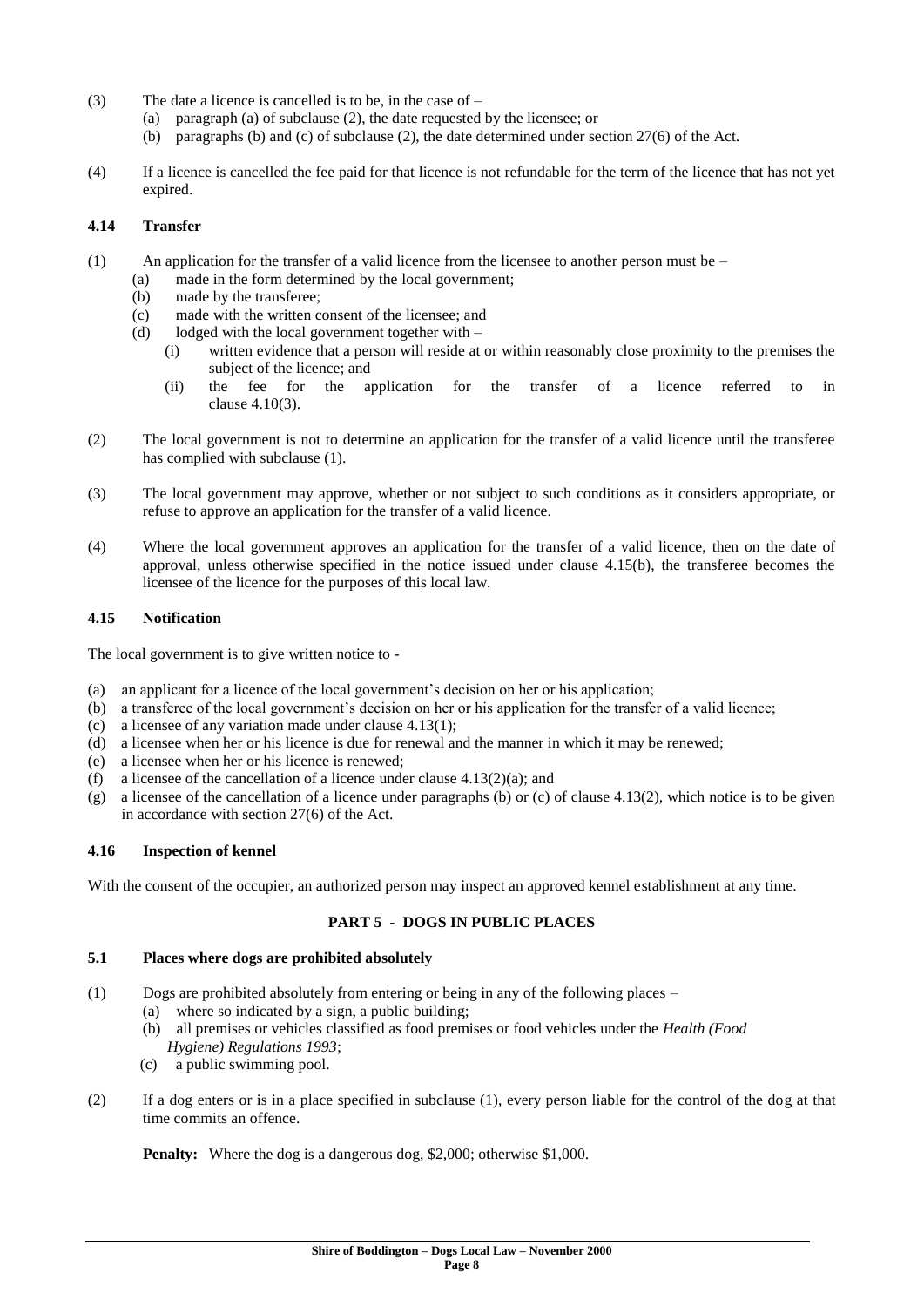(3) The date a licence is cancelled is to be, in the case of –
   (a) paragraph (a) of subclause (2), the date requested by the licensee; or
   (b) paragraphs (b) and (c) of subclause (2), the date determined under section 27(6) of the Act.

(4) If a licence is cancelled the fee paid for that licence is not refundable for the term of the licence that has not yet expired.

### 4.14 Transfer

(1) An application for the transfer of a valid licence from the licensee to another person must be –
   (a) made in the form determined by the local government;
   (b) made by the transferee;
   (c) made with the written consent of the licensee; and
   (d) lodged with the local government together with –
      (i) written evidence that a person will reside at or within reasonably close proximity to the premises the subject of the licence; and
      (ii) the fee for the application for the transfer of a licence referred to in clause 4.10(3).

(2) The local government is not to determine an application for the transfer of a valid licence until the transferee has complied with subclause (1).

(3) The local government may approve, whether or not subject to such conditions as it considers appropriate, or refuse to approve an application for the transfer of a valid licence.

(4) Where the local government approves an application for the transfer of a valid licence, then on the date of approval, unless otherwise specified in the notice issued under clause 4.15(b), the transferee becomes the licensee of the licence for the purposes of this local law.

### 4.15 Notification

The local government is to give written notice to -

(a) an applicant for a licence of the local government's decision on her or his application;
(b) a transferee of the local government's decision on her or his application for the transfer of a valid licence;
(c) a licensee of any variation made under clause 4.13(1);
(d) a licensee when her or his licence is due for renewal and the manner in which it may be renewed;
(e) a licensee when her or his licence is renewed;
(f) a licensee of the cancellation of a licence under clause 4.13(2)(a); and
(g) a licensee of the cancellation of a licence under paragraphs (b) or (c) of clause 4.13(2), which notice is to be given in accordance with section 27(6) of the Act.

### 4.16 Inspection of kennel

With the consent of the occupier, an authorized person may inspect an approved kennel establishment at any time.

## PART 5 - DOGS IN PUBLIC PLACES

### 5.1 Places where dogs are prohibited absolutely

(1) Dogs are prohibited absolutely from entering or being in any of the following places –
   (a) where so indicated by a sign, a public building;
   (b) all premises or vehicles classified as food premises or food vehicles under the *Health (Food Hygiene) Regulations 1993*;
   (c) a public swimming pool.

(2) If a dog enters or is in a place specified in subclause (1), every person liable for the control of the dog at that time commits an offence.

**Penalty:** Where the dog is a dangerous dog, $2,000; otherwise $1,000.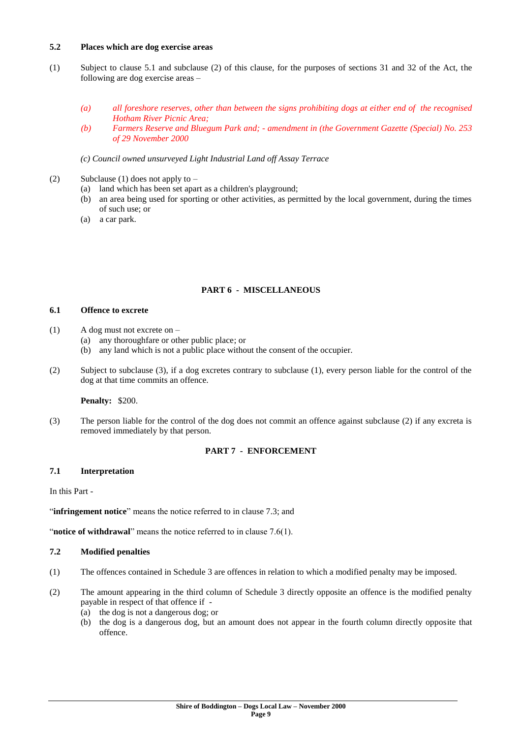### 5.2 Places which are dog exercise areas

(1) Subject to clause 5.1 and subclause (2) of this clause, for the purposes of sections 31 and 32 of the Act, the following are dog exercise areas –

*(a) all foreshore reserves, other than between the signs prohibiting dogs at either end of the recognised Hotham River Picnic Area;*

*(b) Farmers Reserve and Bluegum Park and; - amendment in (the Government Gazette (Special) No. 253 of 29 November 2000*

*(c) Council owned unsurveyed Light Industrial Land off Assay Terrace*

(2) Subclause (1) does not apply to –
- (a) land which has been set apart as a children's playground;
- (b) an area being used for sporting or other activities, as permitted by the local government, during the times of such use; or
- (a) a car park.

## PART 6 - MISCELLANEOUS

### 6.1 Offence to excrete

(1) A dog must not excrete on –
- (a) any thoroughfare or other public place; or
- (b) any land which is not a public place without the consent of the occupier.

(2) Subject to subclause (3), if a dog excretes contrary to subclause (1), every person liable for the control of the dog at that time commits an offence.

**Penalty:** $200.

(3) The person liable for the control of the dog does not commit an offence against subclause (2) if any excreta is removed immediately by that person.

## PART 7 - ENFORCEMENT

### 7.1 Interpretation

In this Part -

"**infringement notice**" means the notice referred to in clause 7.3; and

"**notice of withdrawal**" means the notice referred to in clause 7.6(1).

### 7.2 Modified penalties

(1) The offences contained in Schedule 3 are offences in relation to which a modified penalty may be imposed.

(2) The amount appearing in the third column of Schedule 3 directly opposite an offence is the modified penalty payable in respect of that offence if -
- (a) the dog is not a dangerous dog; or
- (b) the dog is a dangerous dog, but an amount does not appear in the fourth column directly opposite that offence.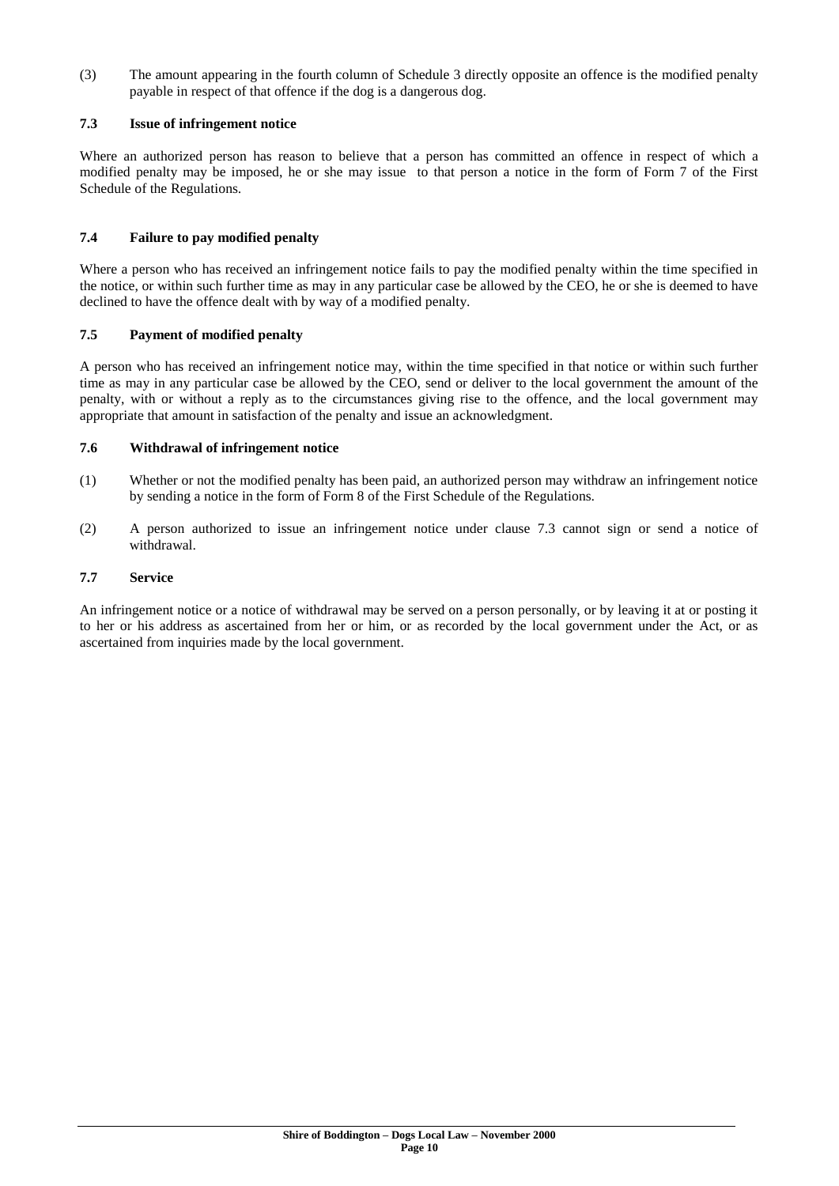(3) The amount appearing in the fourth column of Schedule 3 directly opposite an offence is the modified penalty payable in respect of that offence if the dog is a dangerous dog.

### 7.3 Issue of infringement notice

Where an authorized person has reason to believe that a person has committed an offence in respect of which a modified penalty may be imposed, he or she may issue to that person a notice in the form of Form 7 of the First Schedule of the Regulations.

### 7.4 Failure to pay modified penalty

Where a person who has received an infringement notice fails to pay the modified penalty within the time specified in the notice, or within such further time as may in any particular case be allowed by the CEO, he or she is deemed to have declined to have the offence dealt with by way of a modified penalty.

### 7.5 Payment of modified penalty

A person who has received an infringement notice may, within the time specified in that notice or within such further time as may in any particular case be allowed by the CEO, send or deliver to the local government the amount of the penalty, with or without a reply as to the circumstances giving rise to the offence, and the local government may appropriate that amount in satisfaction of the penalty and issue an acknowledgment.

### 7.6 Withdrawal of infringement notice

(1) Whether or not the modified penalty has been paid, an authorized person may withdraw an infringement notice by sending a notice in the form of Form 8 of the First Schedule of the Regulations.

(2) A person authorized to issue an infringement notice under clause 7.3 cannot sign or send a notice of withdrawal.

### 7.7 Service

An infringement notice or a notice of withdrawal may be served on a person personally, or by leaving it at or posting it to her or his address as ascertained from her or him, or as recorded by the local government under the Act, or as ascertained from inquiries made by the local government.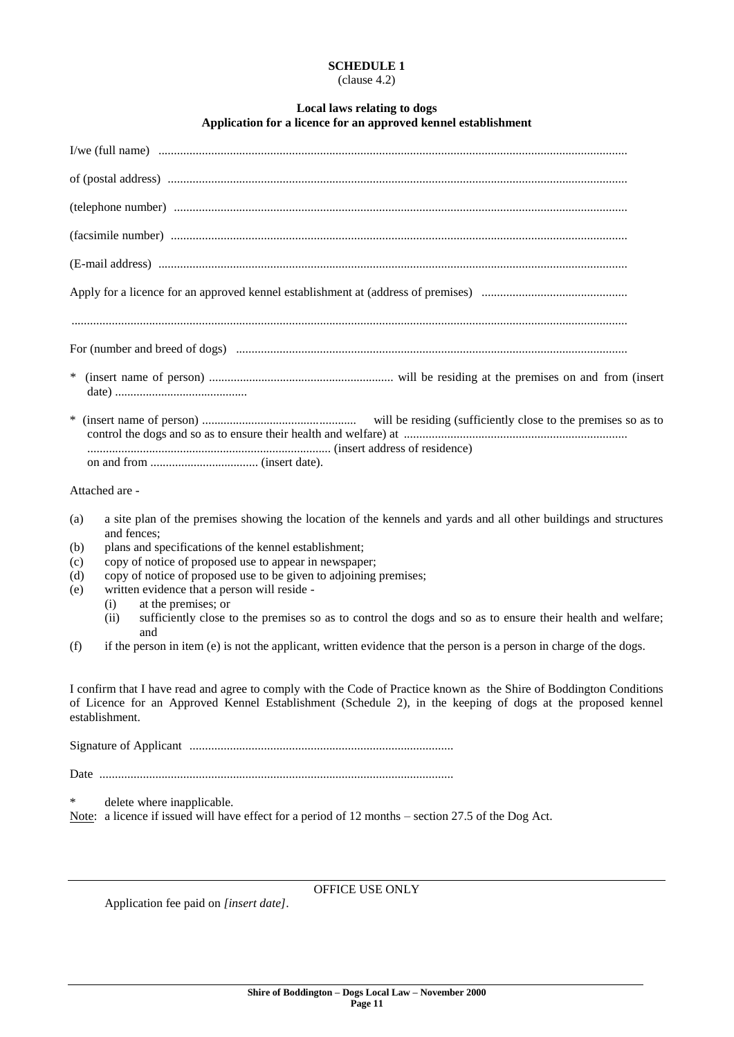**SCHEDULE 1**
(clause 4.2)

**Local laws relating to dogs**
**Application for a licence for an approved kennel establishment**

I/we (full name) ..........................................................................................................................................

of (postal address) ......................................................................................................................................

(telephone number) ....................................................................................................................................

(facsimile number) .....................................................................................................................................

(E-mail address) .........................................................................................................................................

Apply for a licence for an approved kennel establishment at (address of premises) ..............................................

.....................................................................................................................................................................

For (number and breed of dogs) .................................................................................................................

\* (insert name of person) ........................................................... will be residing at the premises on and from (insert date) ..........................................

\* (insert name of person) .................................................. will be residing (sufficiently close to the premises so as to control the dogs and so as to ensure their health and welfare) at ....................................................................... .............................................................................. (insert address of residence) on and from .................................. (insert date).

Attached are -

(a) a site plan of the premises showing the location of the kennels and yards and all other buildings and structures and fences;
(b) plans and specifications of the kennel establishment;
(c) copy of notice of proposed use to appear in newspaper;
(d) copy of notice of proposed use to be given to adjoining premises;
(e) written evidence that a person will reside -
  (i) at the premises; or
  (ii) sufficiently close to the premises so as to control the dogs and so as to ensure their health and welfare; and
(f) if the person in item (e) is not the applicant, written evidence that the person is a person in charge of the dogs.

I confirm that I have read and agree to comply with the Code of Practice known as the Shire of Boddington Conditions of Licence for an Approved Kennel Establishment (Schedule 2), in the keeping of dogs at the proposed kennel establishment.

Signature of Applicant ....................................................................................

Date ..................................................................................................................

\* delete where inapplicable.

Note: a licence if issued will have effect for a period of 12 months – section 27.5 of the Dog Act.

---

OFFICE USE ONLY

Application fee paid on *[insert date]*.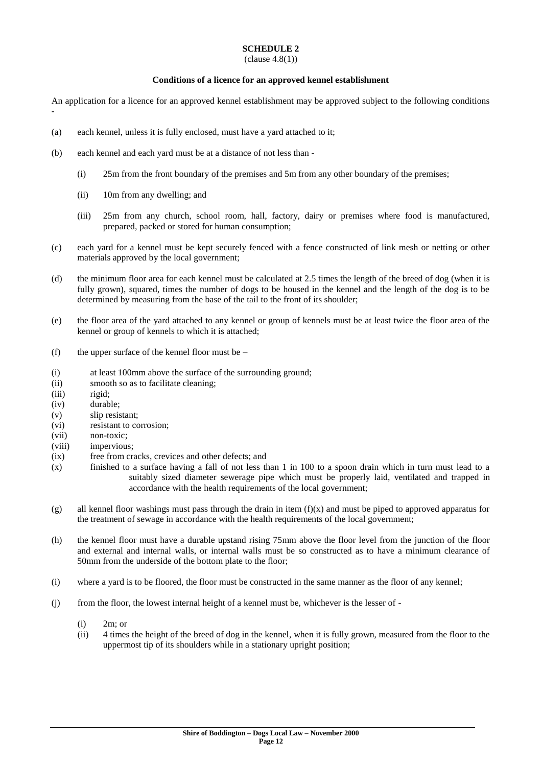**SCHEDULE 2**

(clause 4.8(1))

**Conditions of a licence for an approved kennel establishment**

An application for a licence for an approved kennel establishment may be approved subject to the following conditions -

(a) each kennel, unless it is fully enclosed, must have a yard attached to it;

(b) each kennel and each yard must be at a distance of not less than -

  (i) 25m from the front boundary of the premises and 5m from any other boundary of the premises;

  (ii) 10m from any dwelling; and

  (iii) 25m from any church, school room, hall, factory, dairy or premises where food is manufactured, prepared, packed or stored for human consumption;

(c) each yard for a kennel must be kept securely fenced with a fence constructed of link mesh or netting or other materials approved by the local government;

(d) the minimum floor area for each kennel must be calculated at 2.5 times the length of the breed of dog (when it is fully grown), squared, times the number of dogs to be housed in the kennel and the length of the dog is to be determined by measuring from the base of the tail to the front of its shoulder;

(e) the floor area of the yard attached to any kennel or group of kennels must be at least twice the floor area of the kennel or group of kennels to which it is attached;

(f) the upper surface of the kennel floor must be –

(i) at least 100mm above the surface of the surrounding ground;
(ii) smooth so as to facilitate cleaning;
(iii) rigid;
(iv) durable;
(v) slip resistant;
(vi) resistant to corrosion;
(vii) non-toxic;
(viii) impervious;
(ix) free from cracks, crevices and other defects; and
(x) finished to a surface having a fall of not less than 1 in 100 to a spoon drain which in turn must lead to a suitably sized diameter sewerage pipe which must be properly laid, ventilated and trapped in accordance with the health requirements of the local government;

(g) all kennel floor washings must pass through the drain in item (f)(x) and must be piped to approved apparatus for the treatment of sewage in accordance with the health requirements of the local government;

(h) the kennel floor must have a durable upstand rising 75mm above the floor level from the junction of the floor and external and internal walls, or internal walls must be so constructed as to have a minimum clearance of 50mm from the underside of the bottom plate to the floor;

(i) where a yard is to be floored, the floor must be constructed in the same manner as the floor of any kennel;

(j) from the floor, the lowest internal height of a kennel must be, whichever is the lesser of -

  (i) 2m; or
  (ii) 4 times the height of the breed of dog in the kennel, when it is fully grown, measured from the floor to the uppermost tip of its shoulders while in a stationary upright position;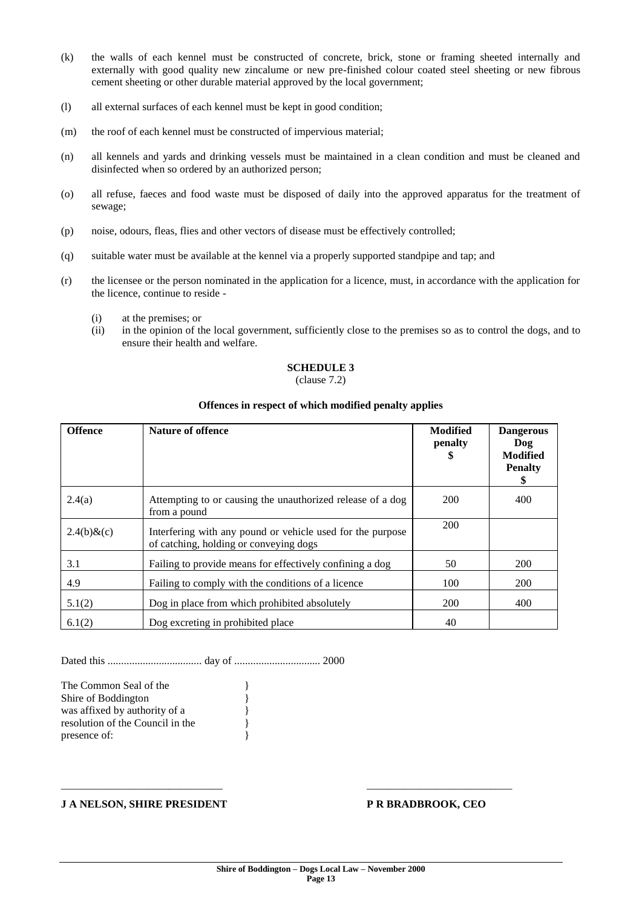(k) the walls of each kennel must be constructed of concrete, brick, stone or framing sheeted internally and externally with good quality new zincalume or new pre-finished colour coated steel sheeting or new fibrous cement sheeting or other durable material approved by the local government;

(l) all external surfaces of each kennel must be kept in good condition;

(m) the roof of each kennel must be constructed of impervious material;

(n) all kennels and yards and drinking vessels must be maintained in a clean condition and must be cleaned and disinfected when so ordered by an authorized person;

(o) all refuse, faeces and food waste must be disposed of daily into the approved apparatus for the treatment of sewage;

(p) noise, odours, fleas, flies and other vectors of disease must be effectively controlled;

(q) suitable water must be available at the kennel via a properly supported standpipe and tap; and

(r) the licensee or the person nominated in the application for a licence, must, in accordance with the application for the licence, continue to reside -

   (i) at the premises; or
   (ii) in the opinion of the local government, sufficiently close to the premises so as to control the dogs, and to ensure their health and welfare.

## SCHEDULE 3

(clause 7.2)

**Offences in respect of which modified penalty applies**

| Offence | Nature of offence | Modified penalty $ | Dangerous Dog Modified Penalty $ |
|---|---|---|---|
| 2.4(a) | Attempting to or causing the unauthorized release of a dog from a pound | 200 | 400 |
| 2.4(b)&(c) | Interfering with any pound or vehicle used for the purpose of catching, holding or conveying dogs | 200 | |
| 3.1 | Failing to provide means for effectively confining a dog | 50 | 200 |
| 4.9 | Failing to comply with the conditions of a licence | 100 | 200 |
| 5.1(2) | Dog in place from which prohibited absolutely | 200 | 400 |
| 6.1(2) | Dog excreting in prohibited place | 40 | |

Dated this .................................. day of ................................ 2000

The Common Seal of the }
Shire of Boddington }
was affixed by authority of a }
resolution of the Council in the }
presence of: }

______________________________ ______________________________

**J A NELSON, SHIRE PRESIDENT** **P R BRADBROOK, CEO**